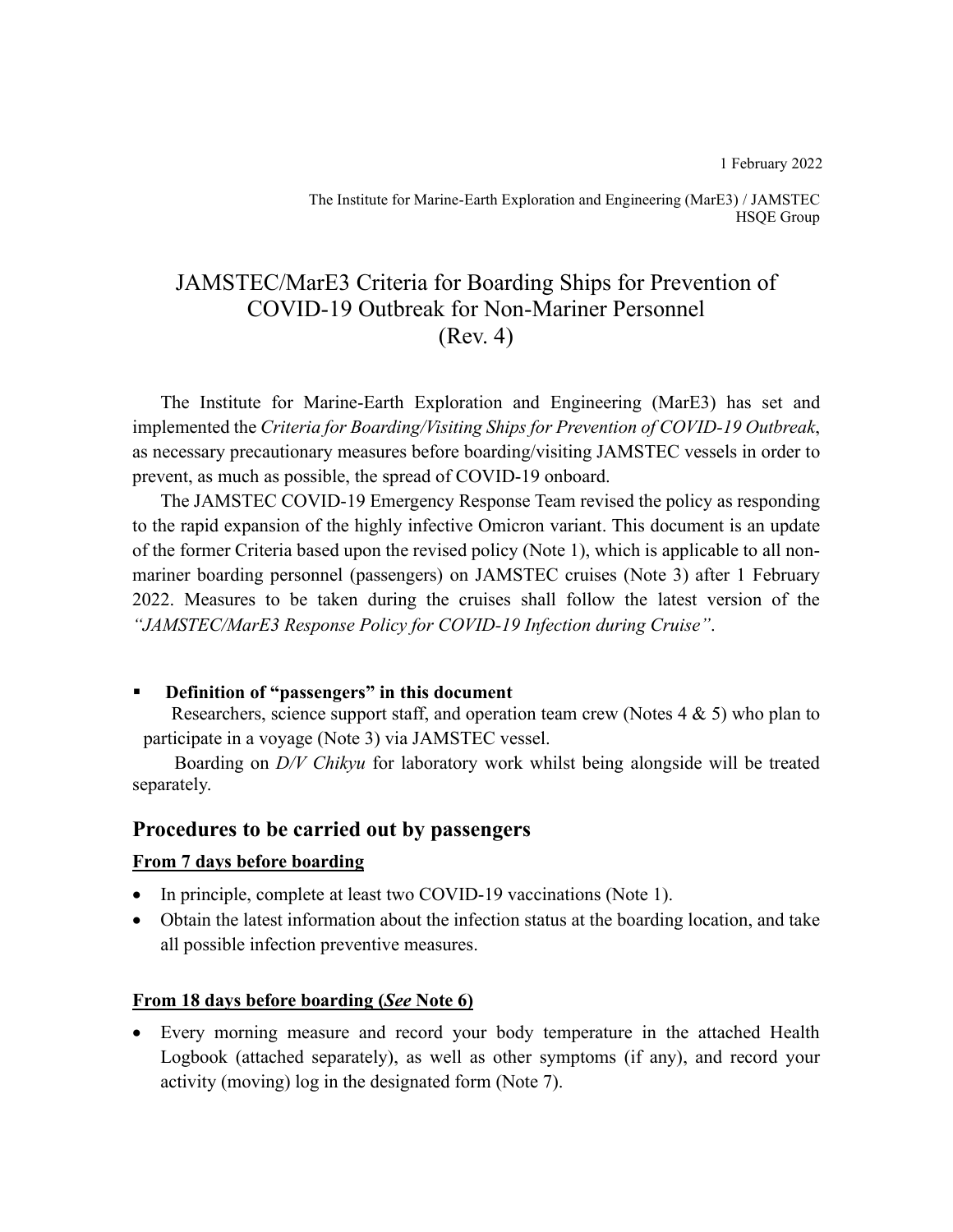1 February 2022

The Institute for Marine-Earth Exploration and Engineering (MarE3) / JAMSTEC
HSQE Group

# JAMSTEC/MarE3 Criteria for Boarding Ships for Prevention of COVID-19 Outbreak for Non-Mariner Personnel (Rev. 4)

The Institute for Marine-Earth Exploration and Engineering (MarE3) has set and implemented the *Criteria for Boarding/Visiting Ships for Prevention of COVID-19 Outbreak*, as necessary precautionary measures before boarding/visiting JAMSTEC vessels in order to prevent, as much as possible, the spread of COVID-19 onboard.

The JAMSTEC COVID-19 Emergency Response Team revised the policy as responding to the rapid expansion of the highly infective Omicron variant. This document is an update of the former Criteria based upon the revised policy (Note 1), which is applicable to all non-mariner boarding personnel (passengers) on JAMSTEC cruises (Note 3) after 1 February 2022. Measures to be taken during the cruises shall follow the latest version of the *"JAMSTEC/MarE3 Response Policy for COVID-19 Infection during Cruise"*.

- **Definition of "passengers" in this document**

  Researchers, science support staff, and operation team crew (Notes 4 & 5) who plan to participate in a voyage (Note 3) via JAMSTEC vessel.

Boarding on *D/V Chikyu* for laboratory work whilst being alongside will be treated separately.

## Procedures to be carried out by passengers

### From 7 days before boarding

- In principle, complete at least two COVID-19 vaccinations (Note 1).
- Obtain the latest information about the infection status at the boarding location, and take all possible infection preventive measures.

### From 18 days before boarding (*See* Note 6)

- Every morning measure and record your body temperature in the attached Health Logbook (attached separately), as well as other symptoms (if any), and record your activity (moving) log in the designated form (Note 7).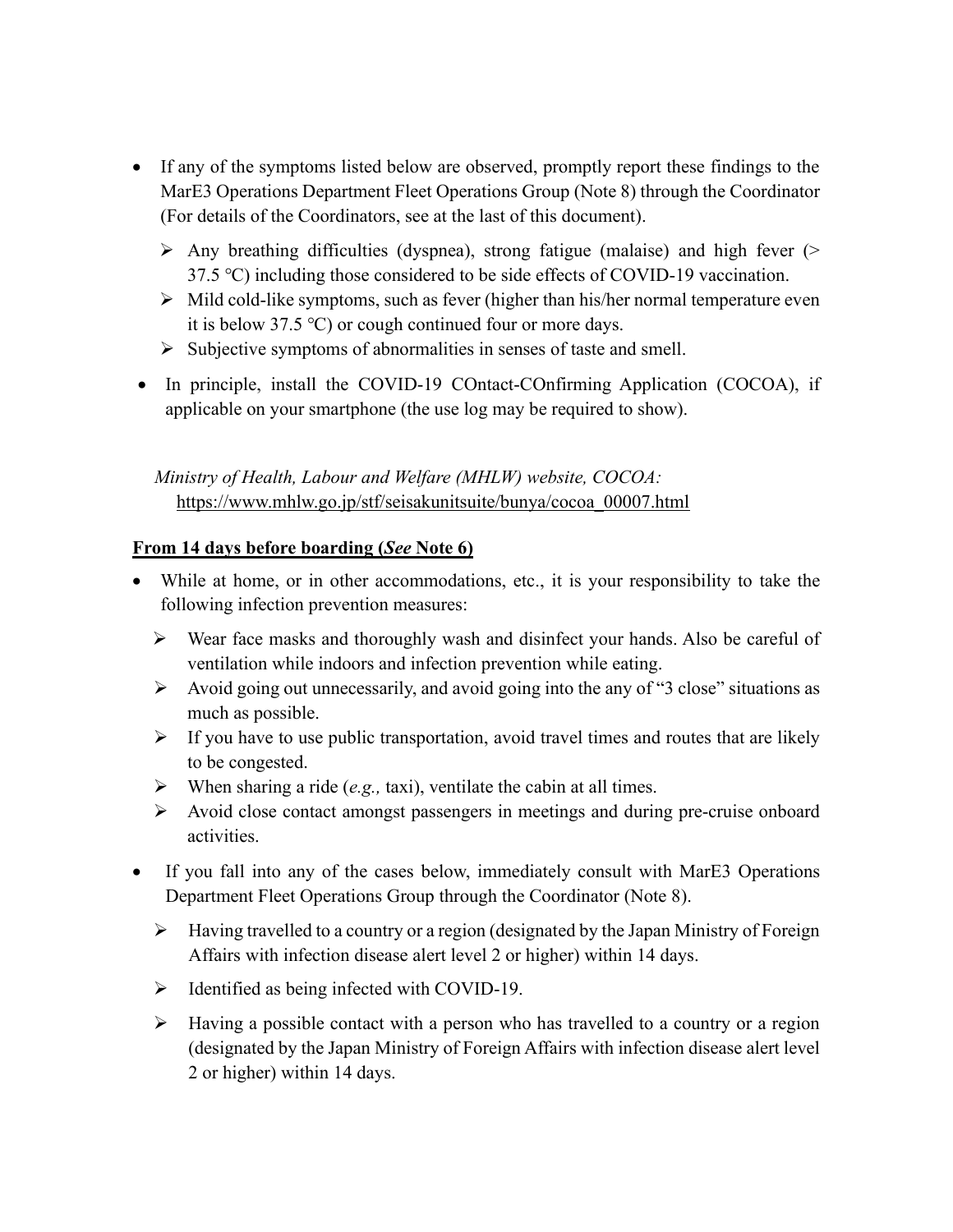- If any of the symptoms listed below are observed, promptly report these findings to the MarE3 Operations Department Fleet Operations Group (Note 8) through the Coordinator (For details of the Coordinators, see at the last of this document).
  - Any breathing difficulties (dyspnea), strong fatigue (malaise) and high fever (> 37.5 ℃) including those considered to be side effects of COVID-19 vaccination.
  - Mild cold-like symptoms, such as fever (higher than his/her normal temperature even it is below 37.5 ℃) or cough continued four or more days.
  - Subjective symptoms of abnormalities in senses of taste and smell.
- In principle, install the COVID-19 COntact-COnfirming Application (COCOA), if applicable on your smartphone (the use log may be required to show).

*Ministry of Health, Labour and Welfare (MHLW) website, COCOA:*
https://www.mhlw.go.jp/stf/seisakunitsuite/bunya/cocoa_00007.html

**From 14 days before boarding (*See* Note 6)**

- While at home, or in other accommodations, etc., it is your responsibility to take the following infection prevention measures:
  - Wear face masks and thoroughly wash and disinfect your hands. Also be careful of ventilation while indoors and infection prevention while eating.
  - Avoid going out unnecessarily, and avoid going into the any of "3 close" situations as much as possible.
  - If you have to use public transportation, avoid travel times and routes that are likely to be congested.
  - When sharing a ride (*e.g.,* taxi), ventilate the cabin at all times.
  - Avoid close contact amongst passengers in meetings and during pre-cruise onboard activities.
- If you fall into any of the cases below, immediately consult with MarE3 Operations Department Fleet Operations Group through the Coordinator (Note 8).
  - Having travelled to a country or a region (designated by the Japan Ministry of Foreign Affairs with infection disease alert level 2 or higher) within 14 days.
  - Identified as being infected with COVID-19.
  - Having a possible contact with a person who has travelled to a country or a region (designated by the Japan Ministry of Foreign Affairs with infection disease alert level 2 or higher) within 14 days.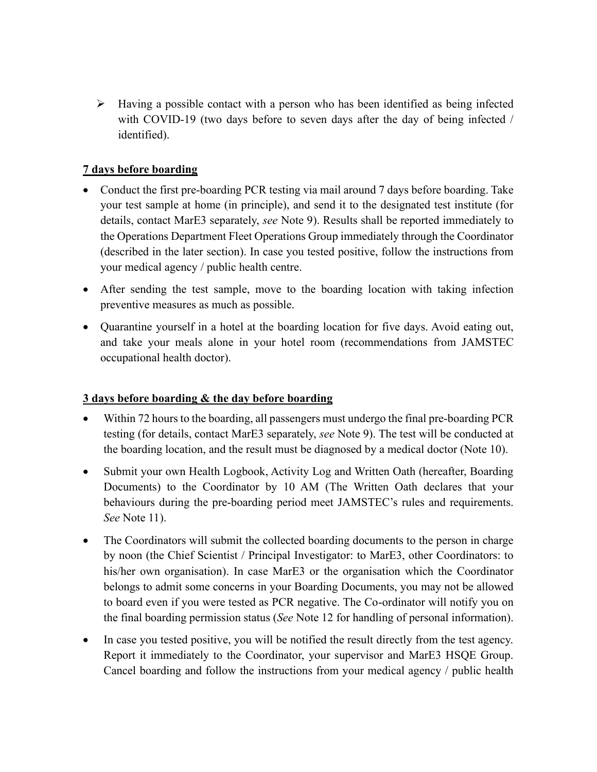- Having a possible contact with a person who has been identified as being infected with COVID-19 (two days before to seven days after the day of being infected / identified).

**7 days before boarding**

- Conduct the first pre-boarding PCR testing via mail around 7 days before boarding. Take your test sample at home (in principle), and send it to the designated test institute (for details, contact MarE3 separately, *see* Note 9). Results shall be reported immediately to the Operations Department Fleet Operations Group immediately through the Coordinator (described in the later section). In case you tested positive, follow the instructions from your medical agency / public health centre.
- After sending the test sample, move to the boarding location with taking infection preventive measures as much as possible.
- Quarantine yourself in a hotel at the boarding location for five days. Avoid eating out, and take your meals alone in your hotel room (recommendations from JAMSTEC occupational health doctor).

**3 days before boarding & the day before boarding**

- Within 72 hours to the boarding, all passengers must undergo the final pre-boarding PCR testing (for details, contact MarE3 separately, *see* Note 9). The test will be conducted at the boarding location, and the result must be diagnosed by a medical doctor (Note 10).
- Submit your own Health Logbook, Activity Log and Written Oath (hereafter, Boarding Documents) to the Coordinator by 10 AM (The Written Oath declares that your behaviours during the pre-boarding period meet JAMSTEC's rules and requirements. *See* Note 11).
- The Coordinators will submit the collected boarding documents to the person in charge by noon (the Chief Scientist / Principal Investigator: to MarE3, other Coordinators: to his/her own organisation). In case MarE3 or the organisation which the Coordinator belongs to admit some concerns in your Boarding Documents, you may not be allowed to board even if you were tested as PCR negative. The Co-ordinator will notify you on the final boarding permission status (*See* Note 12 for handling of personal information).
- In case you tested positive, you will be notified the result directly from the test agency. Report it immediately to the Coordinator, your supervisor and MarE3 HSQE Group. Cancel boarding and follow the instructions from your medical agency / public health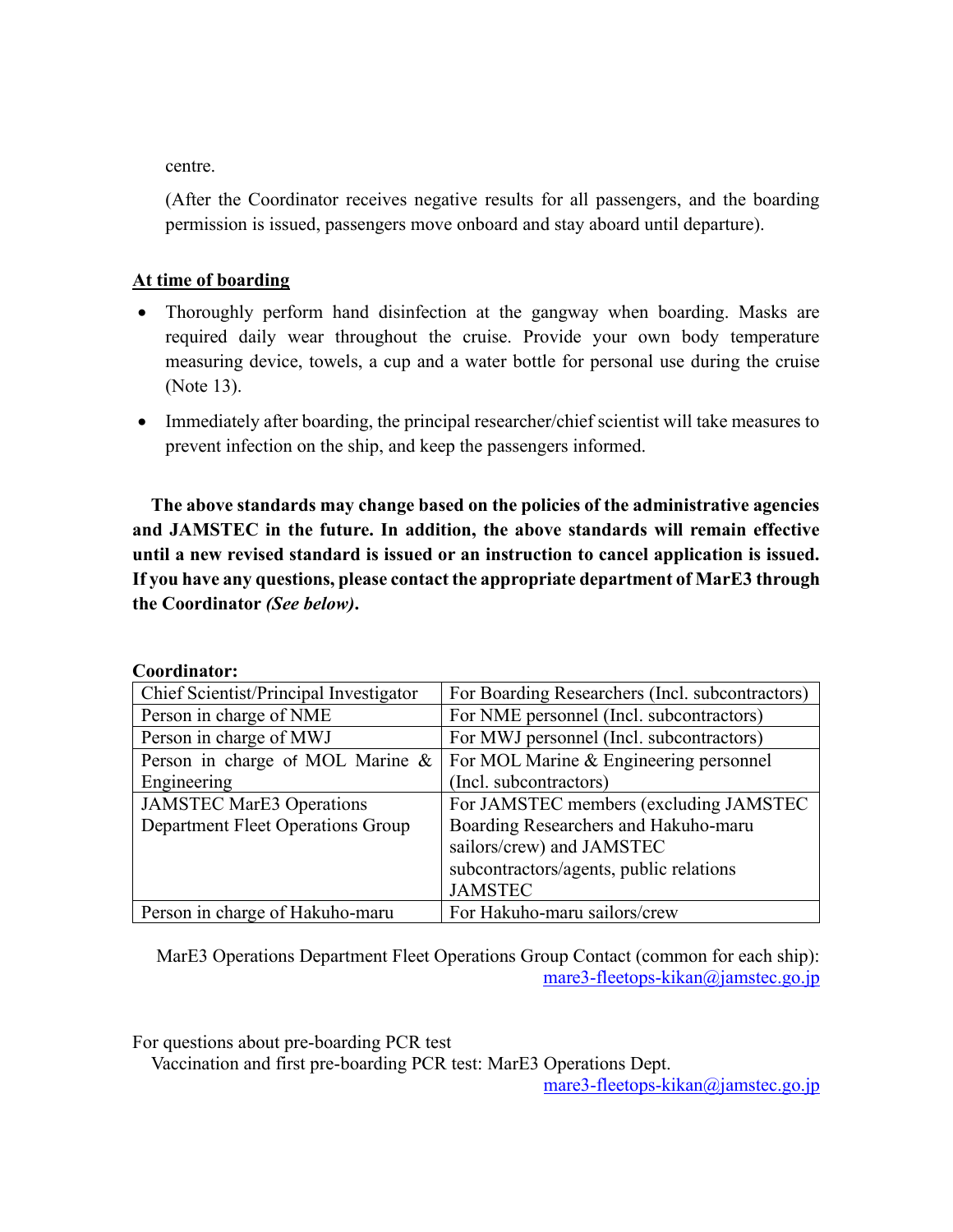centre.

(After the Coordinator receives negative results for all passengers, and the boarding permission is issued, passengers move onboard and stay aboard until departure).

**At time of boarding**

- Thoroughly perform hand disinfection at the gangway when boarding. Masks are required daily wear throughout the cruise. Provide your own body temperature measuring device, towels, a cup and a water bottle for personal use during the cruise (Note 13).
- Immediately after boarding, the principal researcher/chief scientist will take measures to prevent infection on the ship, and keep the passengers informed.

**The above standards may change based on the policies of the administrative agencies and JAMSTEC in the future. In addition, the above standards will remain effective until a new revised standard is issued or an instruction to cancel application is issued. If you have any questions, please contact the appropriate department of MarE3 through the Coordinator *(See below)*.**

**Coordinator:**

| Chief Scientist/Principal Investigator | For Boarding Researchers (Incl. subcontractors) |
|---|---|
| Person in charge of NME | For NME personnel (Incl. subcontractors) |
| Person in charge of MWJ | For MWJ personnel (Incl. subcontractors) |
| Person in charge of MOL Marine & Engineering | For MOL Marine & Engineering personnel (Incl. subcontractors) |
| JAMSTEC MarE3 Operations Department Fleet Operations Group | For JAMSTEC members (excluding JAMSTEC Boarding Researchers and Hakuho-maru sailors/crew) and JAMSTEC subcontractors/agents, public relations JAMSTEC |
| Person in charge of Hakuho-maru | For Hakuho-maru sailors/crew |

MarE3 Operations Department Fleet Operations Group Contact (common for each ship): mare3-fleetops-kikan@jamstec.go.jp

For questions about pre-boarding PCR test

Vaccination and first pre-boarding PCR test: MarE3 Operations Dept. mare3-fleetops-kikan@jamstec.go.jp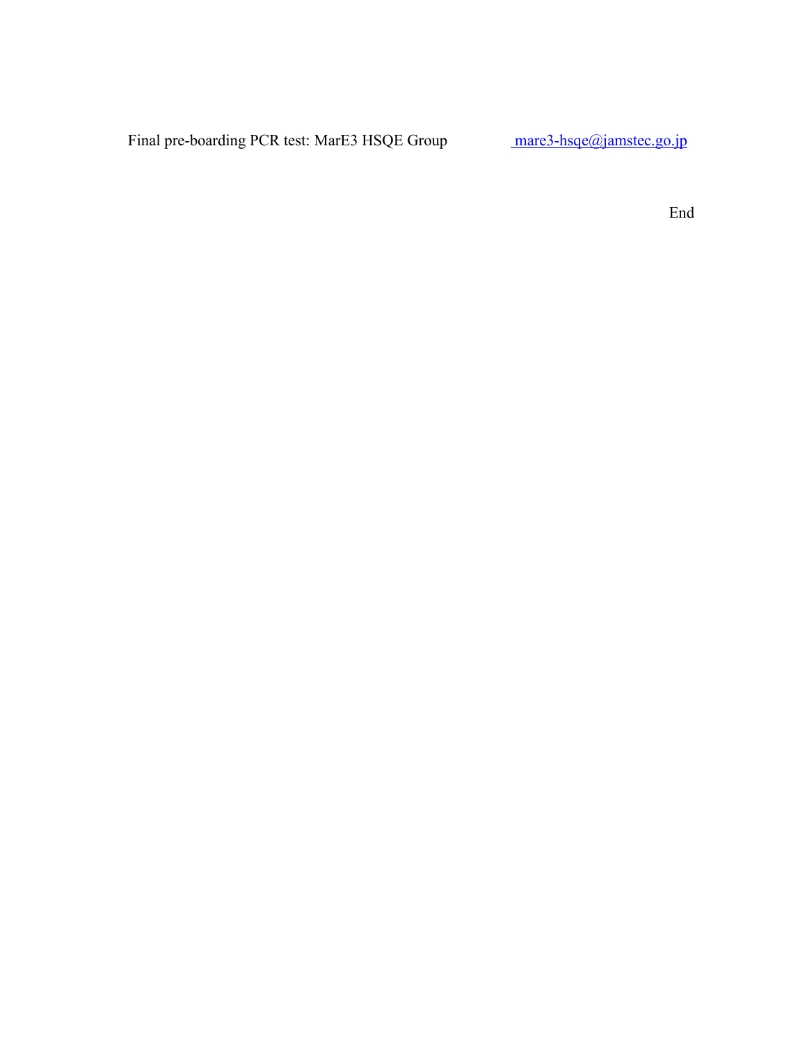Final pre-boarding PCR test: MarE3 HSQE Group     mare3-hsqe@jamstec.go.jp

End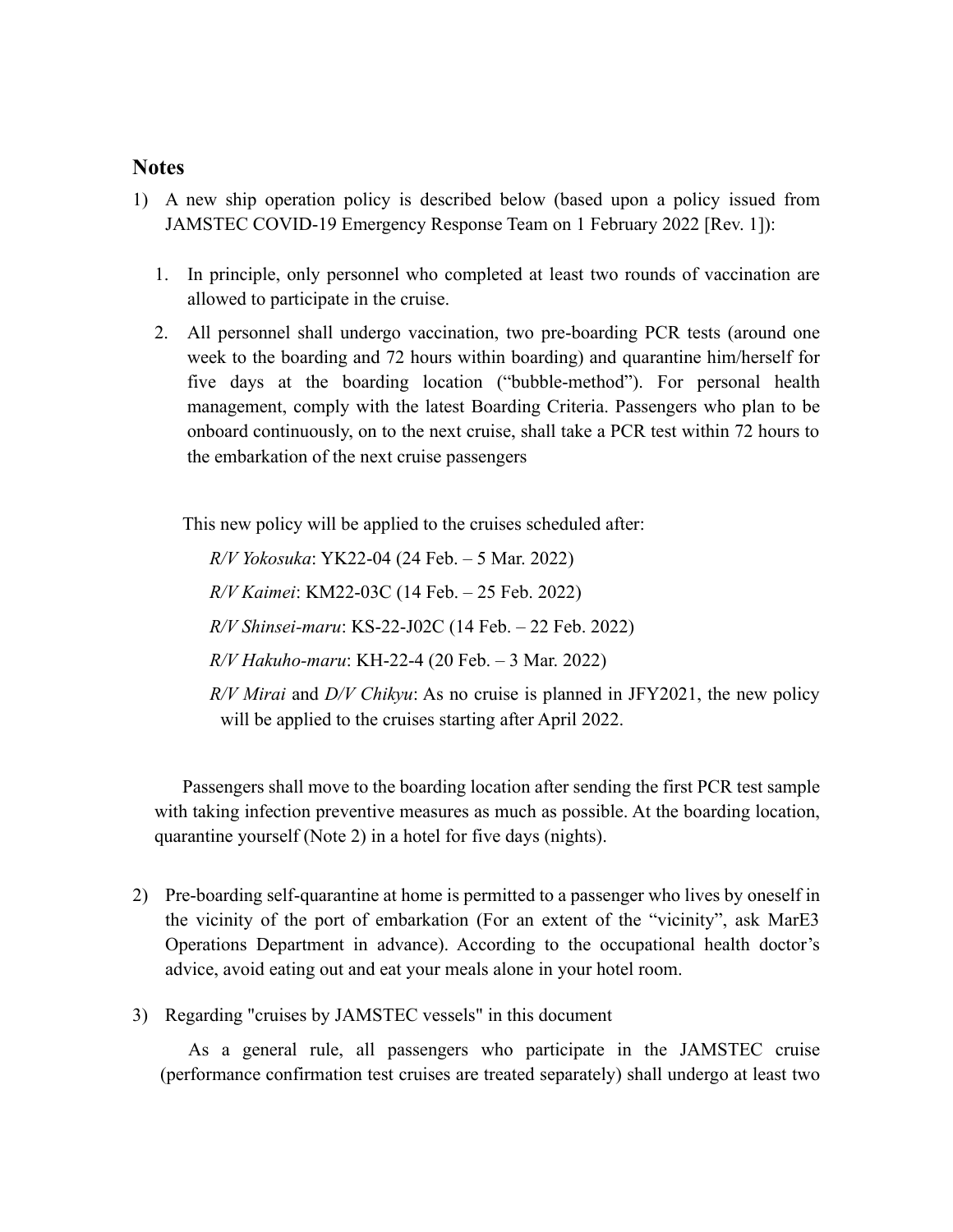## Notes

1) A new ship operation policy is described below (based upon a policy issued from JAMSTEC COVID-19 Emergency Response Team on 1 February 2022 [Rev. 1]):

   1. In principle, only personnel who completed at least two rounds of vaccination are allowed to participate in the cruise.
   2. All personnel shall undergo vaccination, two pre-boarding PCR tests (around one week to the boarding and 72 hours within boarding) and quarantine him/herself for five days at the boarding location ("bubble-method"). For personal health management, comply with the latest Boarding Criteria. Passengers who plan to be onboard continuously, on to the next cruise, shall take a PCR test within 72 hours to the embarkation of the next cruise passengers

   This new policy will be applied to the cruises scheduled after:

   *R/V Yokosuka*: YK22-04 (24 Feb. – 5 Mar. 2022)

   *R/V Kaimei*: KM22-03C (14 Feb. – 25 Feb. 2022)

   *R/V Shinsei-maru*: KS-22-J02C (14 Feb. – 22 Feb. 2022)

   *R/V Hakuho-maru*: KH-22-4 (20 Feb. – 3 Mar. 2022)

   *R/V Mirai* and *D/V Chikyu*: As no cruise is planned in JFY2021, the new policy will be applied to the cruises starting after April 2022.

   Passengers shall move to the boarding location after sending the first PCR test sample with taking infection preventive measures as much as possible. At the boarding location, quarantine yourself (Note 2) in a hotel for five days (nights).

2) Pre-boarding self-quarantine at home is permitted to a passenger who lives by oneself in the vicinity of the port of embarkation (For an extent of the "vicinity", ask MarE3 Operations Department in advance). According to the occupational health doctor's advice, avoid eating out and eat your meals alone in your hotel room.

3) Regarding "cruises by JAMSTEC vessels" in this document

   As a general rule, all passengers who participate in the JAMSTEC cruise (performance confirmation test cruises are treated separately) shall undergo at least two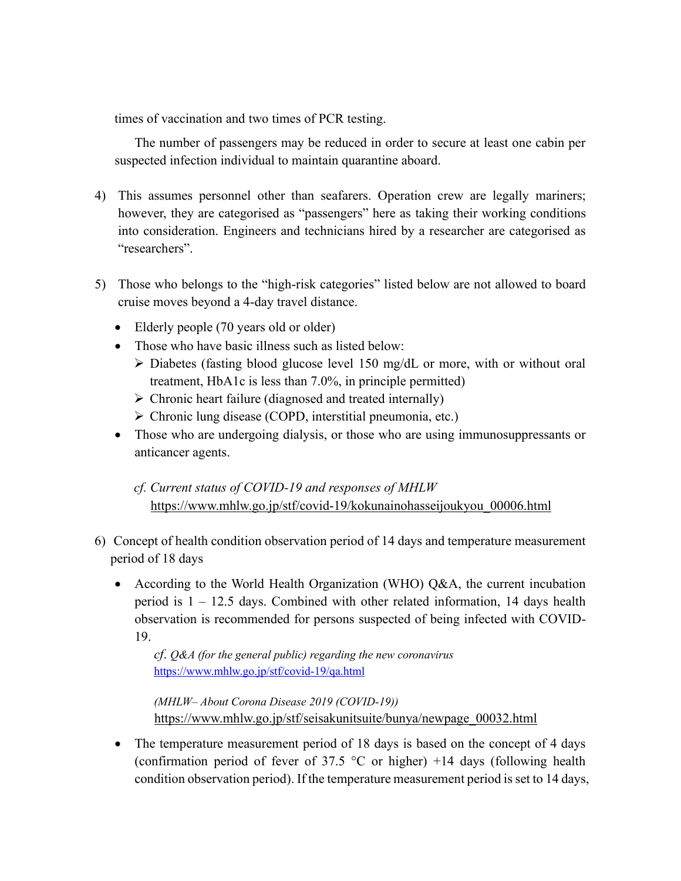times of vaccination and two times of PCR testing.

The number of passengers may be reduced in order to secure at least one cabin per suspected infection individual to maintain quarantine aboard.

4) This assumes personnel other than seafarers. Operation crew are legally mariners; however, they are categorised as "passengers" here as taking their working conditions into consideration. Engineers and technicians hired by a researcher are categorised as "researchers".

5) Those who belongs to the "high-risk categories" listed below are not allowed to board cruise moves beyond a 4-day travel distance.

   - Elderly people (70 years old or older)
   - Those who have basic illness such as listed below:
     - Diabetes (fasting blood glucose level 150 mg/dL or more, with or without oral treatment, HbA1c is less than 7.0%, in principle permitted)
     - Chronic heart failure (diagnosed and treated internally)
     - Chronic lung disease (COPD, interstitial pneumonia, etc.)
   - Those who are undergoing dialysis, or those who are using immunosuppressants or anticancer agents.

   *cf. Current status of COVID-19 and responses of MHLW*
   https://www.mhlw.go.jp/stf/covid-19/kokunainohasseijoukyou_00006.html

6) Concept of health condition observation period of 14 days and temperature measurement period of 18 days

   - According to the World Health Organization (WHO) Q&A, the current incubation period is 1 – 12.5 days. Combined with other related information, 14 days health observation is recommended for persons suspected of being infected with COVID-19.

     *cf. Q&A (for the general public) regarding the new coronavirus*
     https://www.mhlw.go.jp/stf/covid-19/qa.html

     *(MHLW– About Corona Disease 2019 (COVID-19))*
     https://www.mhlw.go.jp/stf/seisakunitsuite/bunya/newpage_00032.html

   - The temperature measurement period of 18 days is based on the concept of 4 days (confirmation period of fever of 37.5 °C or higher) +14 days (following health condition observation period). If the temperature measurement period is set to 14 days,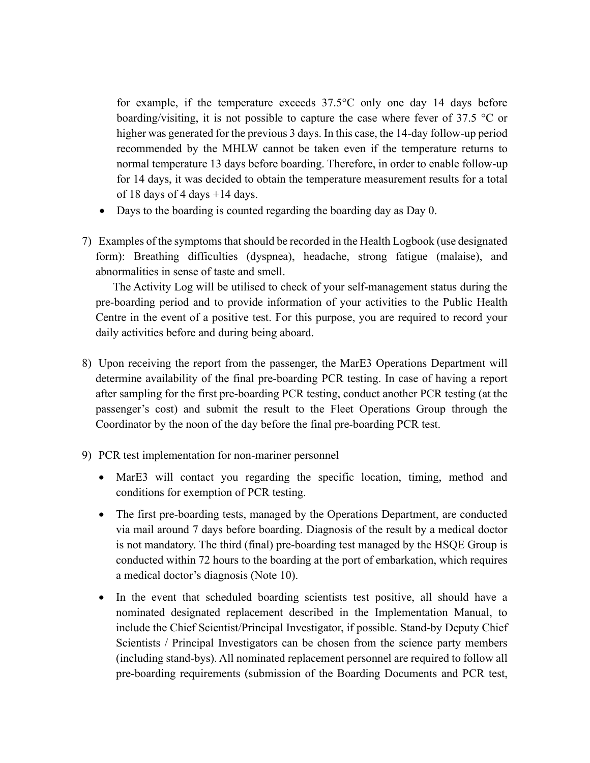for example, if the temperature exceeds 37.5°C only one day 14 days before boarding/visiting, it is not possible to capture the case where fever of 37.5 °C or higher was generated for the previous 3 days. In this case, the 14-day follow-up period recommended by the MHLW cannot be taken even if the temperature returns to normal temperature 13 days before boarding. Therefore, in order to enable follow-up for 14 days, it was decided to obtain the temperature measurement results for a total of 18 days of 4 days +14 days.

- Days to the boarding is counted regarding the boarding day as Day 0.

7) Examples of the symptoms that should be recorded in the Health Logbook (use designated form): Breathing difficulties (dyspnea), headache, strong fatigue (malaise), and abnormalities in sense of taste and smell.

   The Activity Log will be utilised to check of your self-management status during the pre-boarding period and to provide information of your activities to the Public Health Centre in the event of a positive test. For this purpose, you are required to record your daily activities before and during being aboard.

8) Upon receiving the report from the passenger, the MarE3 Operations Department will determine availability of the final pre-boarding PCR testing. In case of having a report after sampling for the first pre-boarding PCR testing, conduct another PCR testing (at the passenger's cost) and submit the result to the Fleet Operations Group through the Coordinator by the noon of the day before the final pre-boarding PCR test.

9) PCR test implementation for non-mariner personnel

   - MarE3 will contact you regarding the specific location, timing, method and conditions for exemption of PCR testing.
   - The first pre-boarding tests, managed by the Operations Department, are conducted via mail around 7 days before boarding. Diagnosis of the result by a medical doctor is not mandatory. The third (final) pre-boarding test managed by the HSQE Group is conducted within 72 hours to the boarding at the port of embarkation, which requires a medical doctor's diagnosis (Note 10).
   - In the event that scheduled boarding scientists test positive, all should have a nominated designated replacement described in the Implementation Manual, to include the Chief Scientist/Principal Investigator, if possible. Stand-by Deputy Chief Scientists / Principal Investigators can be chosen from the science party members (including stand-bys). All nominated replacement personnel are required to follow all pre-boarding requirements (submission of the Boarding Documents and PCR test,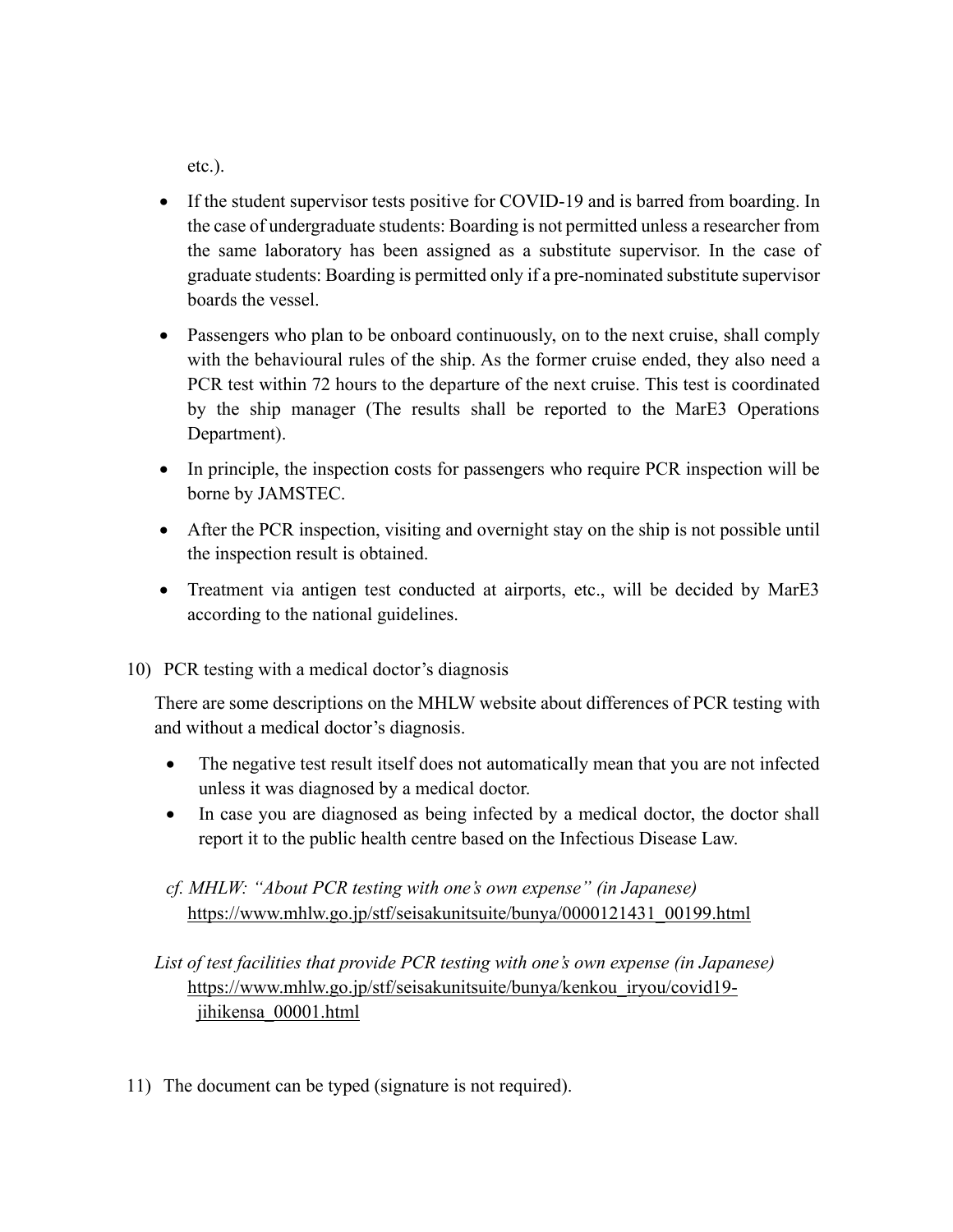etc.).

- If the student supervisor tests positive for COVID-19 and is barred from boarding. In the case of undergraduate students: Boarding is not permitted unless a researcher from the same laboratory has been assigned as a substitute supervisor. In the case of graduate students: Boarding is permitted only if a pre-nominated substitute supervisor boards the vessel.
- Passengers who plan to be onboard continuously, on to the next cruise, shall comply with the behavioural rules of the ship. As the former cruise ended, they also need a PCR test within 72 hours to the departure of the next cruise. This test is coordinated by the ship manager (The results shall be reported to the MarE3 Operations Department).
- In principle, the inspection costs for passengers who require PCR inspection will be borne by JAMSTEC.
- After the PCR inspection, visiting and overnight stay on the ship is not possible until the inspection result is obtained.
- Treatment via antigen test conducted at airports, etc., will be decided by MarE3 according to the national guidelines.

10) PCR testing with a medical doctor's diagnosis

There are some descriptions on the MHLW website about differences of PCR testing with and without a medical doctor's diagnosis.

- The negative test result itself does not automatically mean that you are not infected unless it was diagnosed by a medical doctor.
- In case you are diagnosed as being infected by a medical doctor, the doctor shall report it to the public health centre based on the Infectious Disease Law.

*cf. MHLW: "About PCR testing with one's own expense" (in Japanese)*
https://www.mhlw.go.jp/stf/seisakunitsuite/bunya/0000121431_00199.html

*List of test facilities that provide PCR testing with one's own expense (in Japanese)*
https://www.mhlw.go.jp/stf/seisakunitsuite/bunya/kenkou_iryou/covid19-jihikensa_00001.html

11) The document can be typed (signature is not required).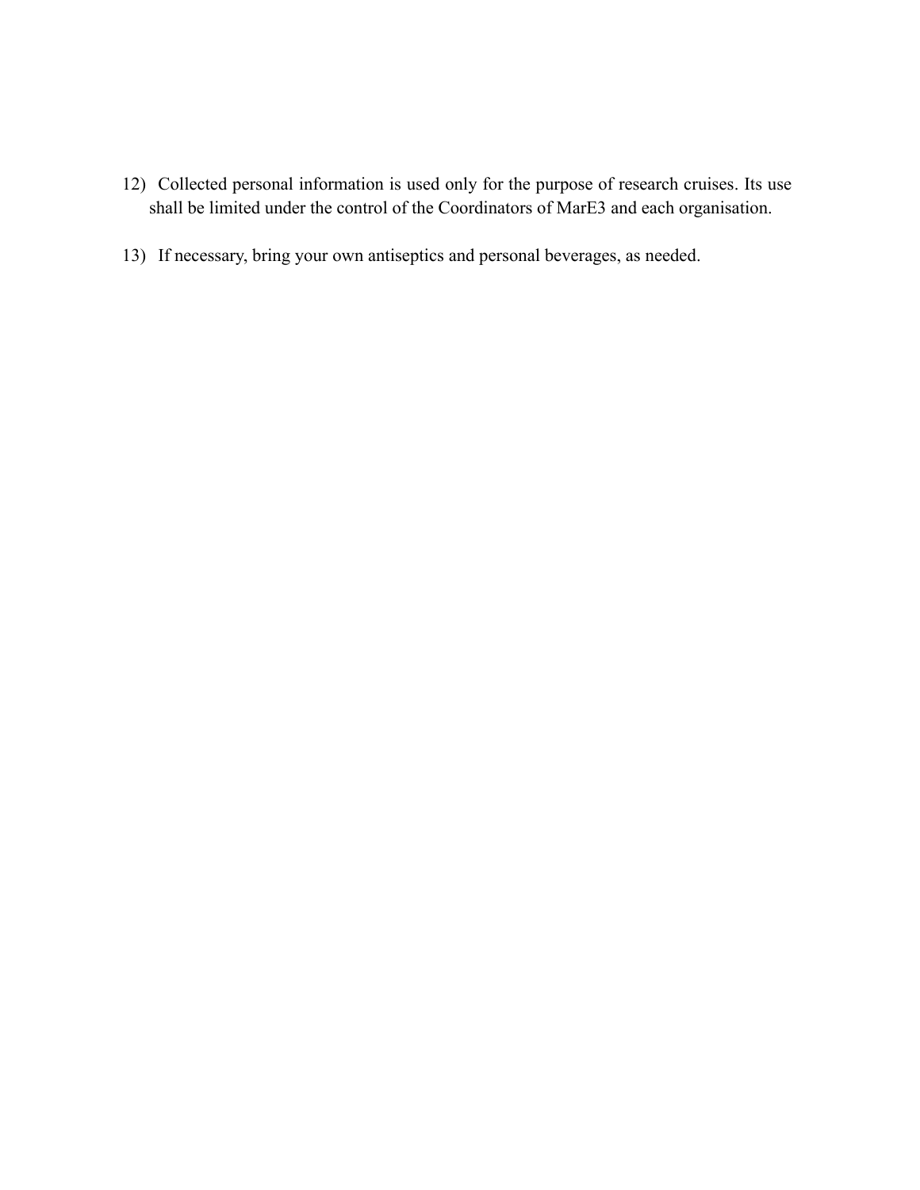12) Collected personal information is used only for the purpose of research cruises. Its use shall be limited under the control of the Coordinators of MarE3 and each organisation.

13) If necessary, bring your own antiseptics and personal beverages, as needed.